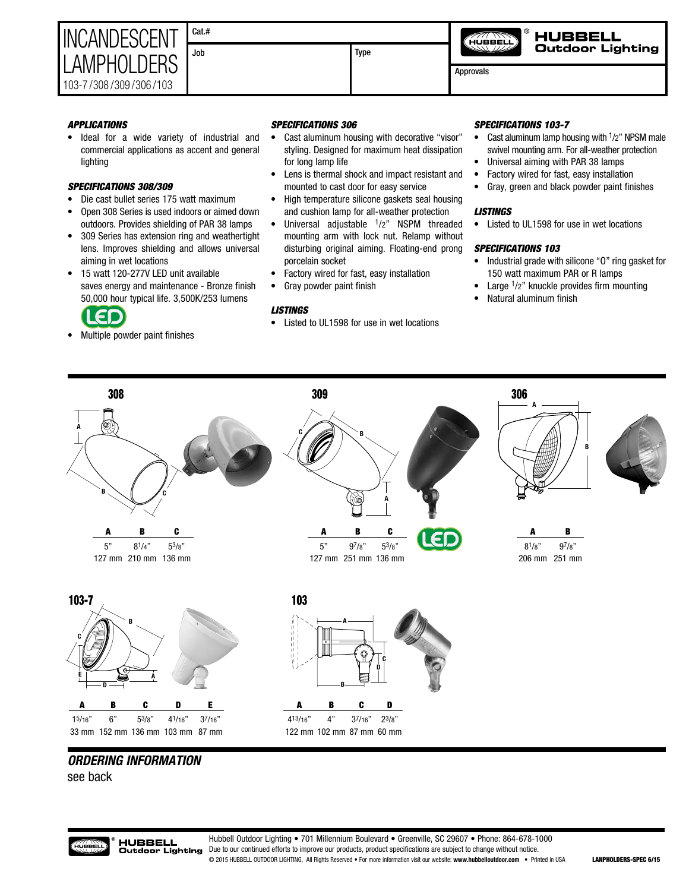# INCANDESCENT LAMPHOLDERS

103-7 / 308 / 309 / 306 / 103

| Cat.# | | |
|---|---|---|
| Job | Type | Approvals |

**HUBBELL Outdoor Lighting**

### *APPLICATIONS*

- Ideal for a wide variety of industrial and commercial applications as accent and general lighting

### *SPECIFICATIONS 308/309*

- Die cast bullet series 175 watt maximum
- Open 308 Series is used indoors or aimed down outdoors. Provides shielding of PAR 38 lamps
- 309 Series has extension ring and weathertight lens. Improves shielding and allows universal aiming in wet locations
- 15 watt 120-277V LED unit available saves energy and maintenance - Bronze finish 50,000 hour typical life. 3,500K/253 lumens

LED

- Multiple powder paint finishes

### *SPECIFICATIONS 306*

- Cast aluminum housing with decorative "visor" styling. Designed for maximum heat dissipation for long lamp life
- Lens is thermal shock and impact resistant and mounted to cast door for easy service
- High temperature silicone gaskets seal housing and cushion lamp for all-weather protection
- Universal adjustable 1/2" NSPM threaded mounting arm with lock nut. Relamp without disturbing original aiming. Floating-end prong porcelain socket
- Factory wired for fast, easy installation
- Gray powder paint finish

### *LISTINGS*

- Listed to UL1598 for use in wet locations

### *SPECIFICATIONS 103-7*

- Cast aluminum lamp housing with 1/2" NPSM male swivel mounting arm. For all-weather protection
- Universal aiming with PAR 38 lamps
- Factory wired for fast, easy installation
- Gray, green and black powder paint finishes

### *LISTINGS*

- Listed to UL1598 for use in wet locations

### *SPECIFICATIONS 103*

- Industrial grade with silicone "O" ring gasket for 150 watt maximum PAR or R lamps
- Large 1/2" knuckle provides firm mounting
- Natural aluminum finish

## 308

| A | B | C |
|---|---|---|
| 5" | 8 1/4" | 5 3/8" |
| 127 mm | 210 mm | 136 mm |

## 309

| A | B | C |
|---|---|---|
| 5" | 9 7/8" | 5 3/8" |
| 127 mm | 251 mm | 136 mm |

LED

## 306

| A | B |
|---|---|
| 8 1/8" | 9 7/8" |
| 206 mm | 251 mm |

## 103-7

| A | B | C | D | E |
|---|---|---|---|---|
| 1 5/16" | 6" | 5 3/8" | 4 1/16" | 3 7/16" |
| 33 mm | 152 mm | 136 mm | 103 mm | 87 mm |

## 103

| A | B | C | D |
|---|---|---|---|
| 4 13/16" | 4" | 3 7/16" | 2 3/8" |
| 122 mm | 102 mm | 87 mm | 60 mm |

## *ORDERING INFORMATION*

see back

Hubbell Outdoor Lighting • 701 Millennium Boulevard • Greenville, SC 29607 • Phone: 864-678-1000
Due to our continued efforts to improve our products, product specifications are subject to change without notice.
© 2015 HUBBELL OUTDOOR LIGHTING, All Rights Reserved • For more information visit our website: **www.hubbelloutdoor.com** • Printed in USA **LANPHOLDERS-SPEC 6/15**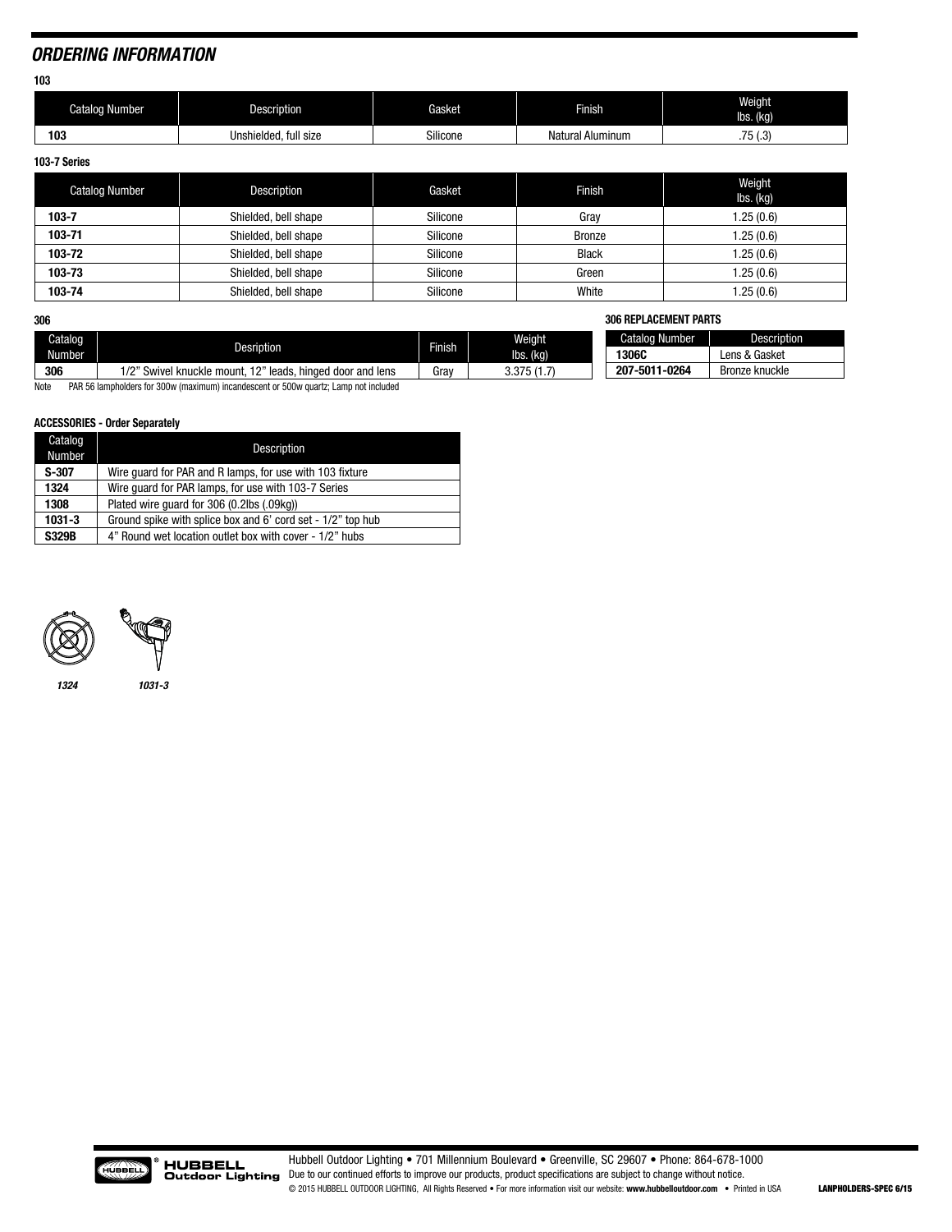## ORDERING INFORMATION

**103**

| Catalog Number | Description | Gasket | Finish | Weight lbs. (kg) |
|---|---|---|---|---|
| **103** | Unshielded, full size | Silicone | Natural Aluminum | .75 (.3) |

**103-7 Series**

| Catalog Number | Description | Gasket | Finish | Weight lbs. (kg) |
|---|---|---|---|---|
| **103-7** | Shielded, bell shape | Silicone | Gray | 1.25 (0.6) |
| **103-71** | Shielded, bell shape | Silicone | Bronze | 1.25 (0.6) |
| **103-72** | Shielded, bell shape | Silicone | Black | 1.25 (0.6) |
| **103-73** | Shielded, bell shape | Silicone | Green | 1.25 (0.6) |
| **103-74** | Shielded, bell shape | Silicone | White | 1.25 (0.6) |

**306**

| Catalog Number | Desription | Finish | Weight lbs. (kg) |
|---|---|---|---|
| **306** | 1/2" Swivel knuckle mount, 12" leads, hinged door and lens | Gray | 3.375 (1.7) |

Note PAR 56 lampholders for 300w (maximum) incandescent or 500w quartz; Lamp not included

**306 REPLACEMENT PARTS**

| Catalog Number | Description |
|---|---|
| **1306C** | Lens & Gasket |
| **207-5011-0264** | Bronze knuckle |

**ACCESSORIES - Order Separately**

| Catalog Number | Description |
|---|---|
| **S-307** | Wire guard for PAR and R lamps, for use with 103 fixture |
| **1324** | Wire guard for PAR lamps, for use with 103-7 Series |
| **1308** | Plated wire guard for 306 (0.2lbs (.09kg)) |
| **1031-3** | Ground spike with splice box and 6' cord set - 1/2" top hub |
| **S329B** | 4" Round wet location outlet box with cover - 1/2" hubs |

*1324* *1031-3*

Hubbell Outdoor Lighting • 701 Millennium Boulevard • Greenville, SC 29607 • Phone: 864-678-1000
Due to our continued efforts to improve our products, product specifications are subject to change without notice.
© 2015 HUBBELL OUTDOOR LIGHTING, All Rights Reserved • For more information visit our website: **www.hubbelloutdoor.com** • Printed in USA **LANPHOLDERS-SPEC 6/15**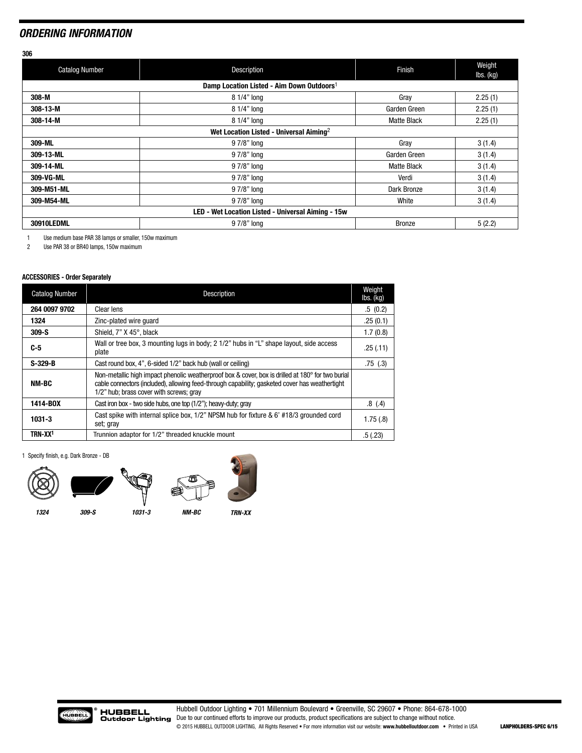## *ORDERING INFORMATION*

**306**

| Catalog Number | Description | Finish | Weight lbs. (kg) |
|---|---|---|---|
| | **Damp Location Listed - Aim Down Outdoors**[1] | | |
| **308-M** | 8 1/4" long | Gray | 2.25 (1) |
| **308-13-M** | 8 1/4" long | Garden Green | 2.25 (1) |
| **308-14-M** | 8 1/4" long | Matte Black | 2.25 (1) |
| | **Wet Location Listed - Universal Aiming**[2] | | |
| **309-ML** | 9 7/8" long | Gray | 3 (1.4) |
| **309-13-ML** | 9 7/8" long | Garden Green | 3 (1.4) |
| **309-14-ML** | 9 7/8" long | Matte Black | 3 (1.4) |
| **309-VG-ML** | 9 7/8" long | Verdi | 3 (1.4) |
| **309-M51-ML** | 9 7/8" long | Dark Bronze | 3 (1.4) |
| **309-M54-ML** | 9 7/8" long | White | 3 (1.4) |
| | **LED - Wet Location Listed - Universal Aiming - 15w** | | |
| **30910LEDML** | 9 7/8" long | Bronze | 5 (2.2) |

1 Use medium base PAR 38 lamps or smaller, 150w maximum

2 Use PAR 38 or BR40 lamps, 150w maximum

**ACCESSORIES - Order Separately**

| Catalog Number | Description | Weight lbs. (kg) |
|---|---|---|
| **264 0097 9702** | Clear lens | .5 (0.2) |
| **1324** | Zinc-plated wire guard | .25 (0.1) |
| **309-S** | Shield, 7" X 45°, black | 1.7 (0.8) |
| **C-5** | Wall or tree box, 3 mounting lugs in body; 2 1/2" hubs in "L" shape layout, side access plate | .25 (.11) |
| **S-329-B** | Cast round box, 4", 6-sided 1/2" back hub (wall or ceiling) | .75 (.3) |
| **NM-BC** | Non-metallic high impact phenolic weatherproof box & cover, box is drilled at 180° for two burial cable connectors (included), allowing feed-through capability; gasketed cover has weathertight 1/2" hub; brass cover with screws; gray | |
| **1414-BOX** | Cast iron box - two side hubs, one top (1/2"); heavy-duty; gray | .8 (.4) |
| **1031-3** | Cast spike with internal splice box, 1/2" NPSM hub for fixture & 6' #18/3 grounded cord set; gray | 1.75 (.8) |
| **TRN-XX**[1] | Trunnion adaptor for 1/2" threaded knuckle mount | .5 (.23) |

1 Specify finish, e.g. Dark Bronze - DB

*1324* *309-S* *1031-3* *NM-BC* *TRN-XX*

Hubbell Outdoor Lighting • 701 Millennium Boulevard • Greenville, SC 29607 • Phone: 864-678-1000
Due to our continued efforts to improve our products, product specifications are subject to change without notice.
© 2015 HUBBELL OUTDOOR LIGHTING, All Rights Reserved • For more information visit our website: **www.hubbelloutdoor.com** • Printed in USA **LANPHOLDERS-SPEC 6/15**